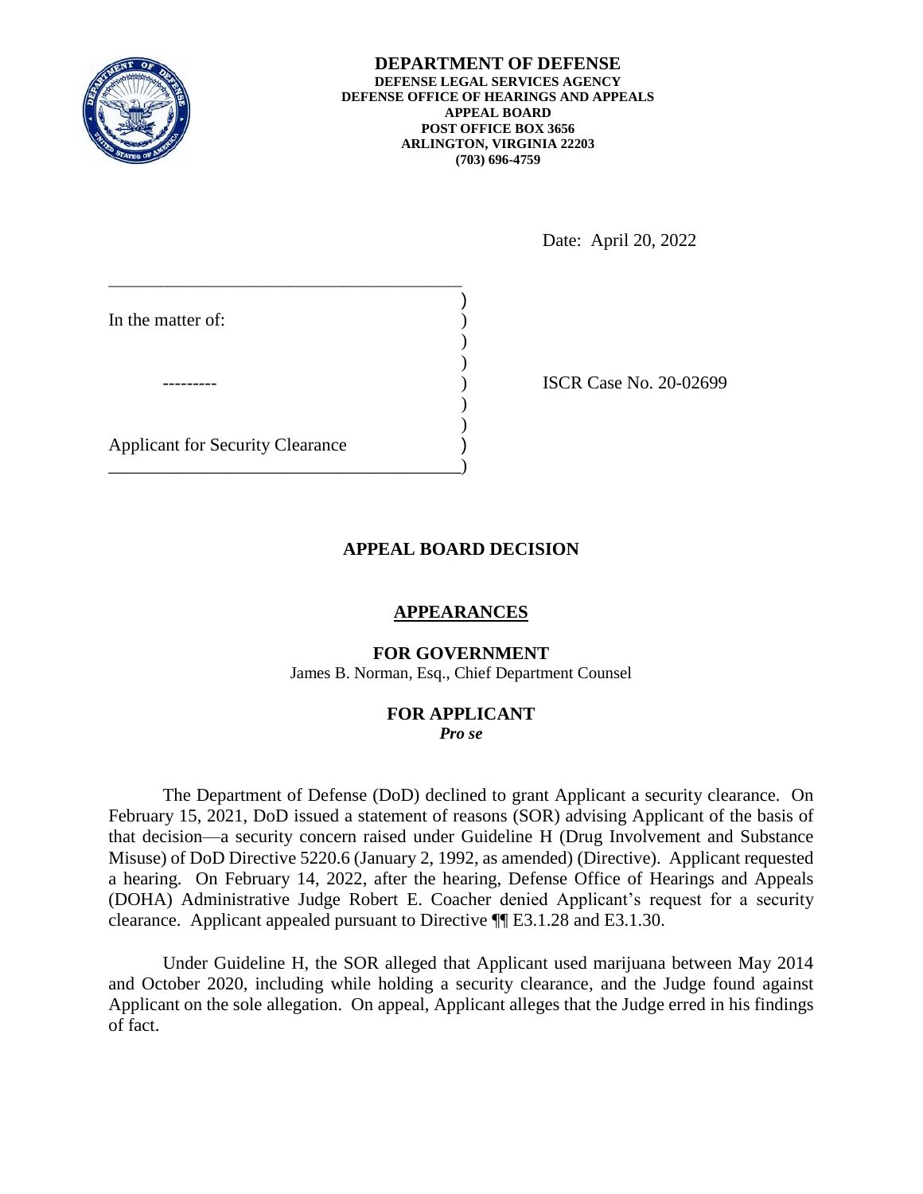**DEPARTMENT OF DEFENSE**
**DEFENSE LEGAL SERVICES AGENCY**
**DEFENSE OFFICE OF HEARINGS AND APPEALS**
**APPEAL BOARD**
**POST OFFICE BOX 3656**
**ARLINGTON, VIRGINIA 22203**
**(703) 696-4759**

Date: April 20, 2022

In the matter of:

---------

Applicant for Security Clearance

ISCR Case No. 20-02699

## APPEAL BOARD DECISION

### APPEARANCES

**FOR GOVERNMENT**
James B. Norman, Esq., Chief Department Counsel

**FOR APPLICANT**
***Pro se***

The Department of Defense (DoD) declined to grant Applicant a security clearance. On February 15, 2021, DoD issued a statement of reasons (SOR) advising Applicant of the basis of that decision—a security concern raised under Guideline H (Drug Involvement and Substance Misuse) of DoD Directive 5220.6 (January 2, 1992, as amended) (Directive). Applicant requested a hearing. On February 14, 2022, after the hearing, Defense Office of Hearings and Appeals (DOHA) Administrative Judge Robert E. Coacher denied Applicant's request for a security clearance. Applicant appealed pursuant to Directive ¶¶ E3.1.28 and E3.1.30.

Under Guideline H, the SOR alleged that Applicant used marijuana between May 2014 and October 2020, including while holding a security clearance, and the Judge found against Applicant on the sole allegation. On appeal, Applicant alleges that the Judge erred in his findings of fact.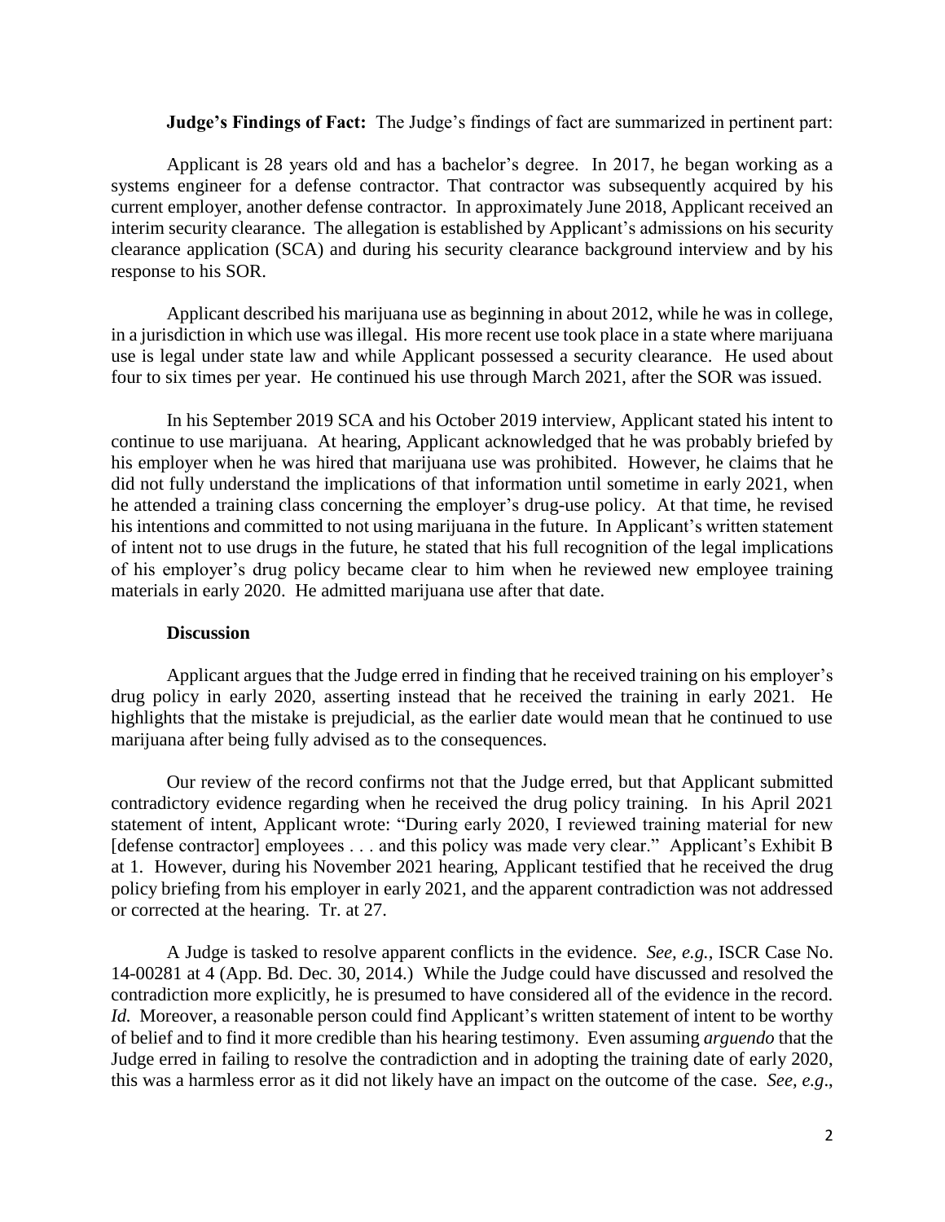**Judge's Findings of Fact:** The Judge's findings of fact are summarized in pertinent part:

Applicant is 28 years old and has a bachelor's degree. In 2017, he began working as a systems engineer for a defense contractor. That contractor was subsequently acquired by his current employer, another defense contractor. In approximately June 2018, Applicant received an interim security clearance. The allegation is established by Applicant's admissions on his security clearance application (SCA) and during his security clearance background interview and by his response to his SOR.

Applicant described his marijuana use as beginning in about 2012, while he was in college, in a jurisdiction in which use was illegal. His more recent use took place in a state where marijuana use is legal under state law and while Applicant possessed a security clearance. He used about four to six times per year. He continued his use through March 2021, after the SOR was issued.

In his September 2019 SCA and his October 2019 interview, Applicant stated his intent to continue to use marijuana. At hearing, Applicant acknowledged that he was probably briefed by his employer when he was hired that marijuana use was prohibited. However, he claims that he did not fully understand the implications of that information until sometime in early 2021, when he attended a training class concerning the employer's drug-use policy. At that time, he revised his intentions and committed to not using marijuana in the future. In Applicant's written statement of intent not to use drugs in the future, he stated that his full recognition of the legal implications of his employer's drug policy became clear to him when he reviewed new employee training materials in early 2020. He admitted marijuana use after that date.

## Discussion

Applicant argues that the Judge erred in finding that he received training on his employer's drug policy in early 2020, asserting instead that he received the training in early 2021. He highlights that the mistake is prejudicial, as the earlier date would mean that he continued to use marijuana after being fully advised as to the consequences.

Our review of the record confirms not that the Judge erred, but that Applicant submitted contradictory evidence regarding when he received the drug policy training. In his April 2021 statement of intent, Applicant wrote: "During early 2020, I reviewed training material for new [defense contractor] employees . . . and this policy was made very clear." Applicant's Exhibit B at 1. However, during his November 2021 hearing, Applicant testified that he received the drug policy briefing from his employer in early 2021, and the apparent contradiction was not addressed or corrected at the hearing. Tr. at 27.

A Judge is tasked to resolve apparent conflicts in the evidence. *See, e.g.*, ISCR Case No. 14-00281 at 4 (App. Bd. Dec. 30, 2014.) While the Judge could have discussed and resolved the contradiction more explicitly, he is presumed to have considered all of the evidence in the record. *Id.* Moreover, a reasonable person could find Applicant's written statement of intent to be worthy of belief and to find it more credible than his hearing testimony. Even assuming *arguendo* that the Judge erred in failing to resolve the contradiction and in adopting the training date of early 2020, this was a harmless error as it did not likely have an impact on the outcome of the case. *See, e.g*.,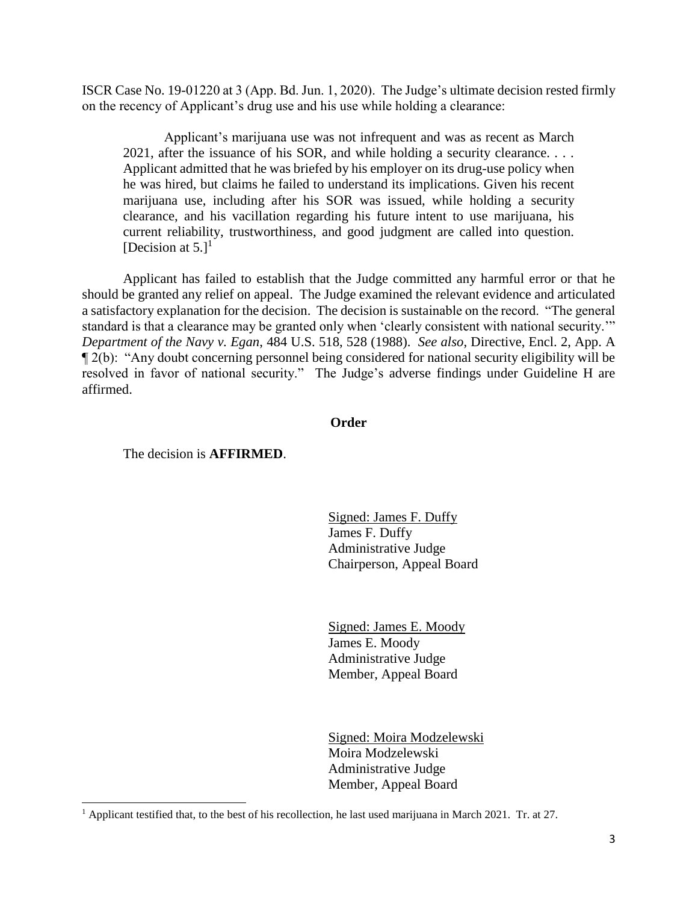ISCR Case No. 19-01220 at 3 (App. Bd. Jun. 1, 2020). The Judge's ultimate decision rested firmly on the recency of Applicant's drug use and his use while holding a clearance:

> Applicant's marijuana use was not infrequent and was as recent as March 2021, after the issuance of his SOR, and while holding a security clearance. . . . Applicant admitted that he was briefed by his employer on its drug-use policy when he was hired, but claims he failed to understand its implications. Given his recent marijuana use, including after his SOR was issued, while holding a security clearance, and his vacillation regarding his future intent to use marijuana, his current reliability, trustworthiness, and good judgment are called into question. [Decision at 5.][1]

Applicant has failed to establish that the Judge committed any harmful error or that he should be granted any relief on appeal. The Judge examined the relevant evidence and articulated a satisfactory explanation for the decision. The decision is sustainable on the record. "The general standard is that a clearance may be granted only when 'clearly consistent with national security.'" *Department of the Navy v. Egan*, 484 U.S. 518, 528 (1988). *See also*, Directive, Encl. 2, App. A ¶ 2(b): "Any doubt concerning personnel being considered for national security eligibility will be resolved in favor of national security." The Judge's adverse findings under Guideline H are affirmed.

## Order

The decision is **AFFIRMED**.

Signed: James F. Duffy
James F. Duffy
Administrative Judge
Chairperson, Appeal Board

Signed: James E. Moody
James E. Moody
Administrative Judge
Member, Appeal Board

Signed: Moira Modzelewski
Moira Modzelewski
Administrative Judge
Member, Appeal Board

---

[1] Applicant testified that, to the best of his recollection, he last used marijuana in March 2021. Tr. at 27.